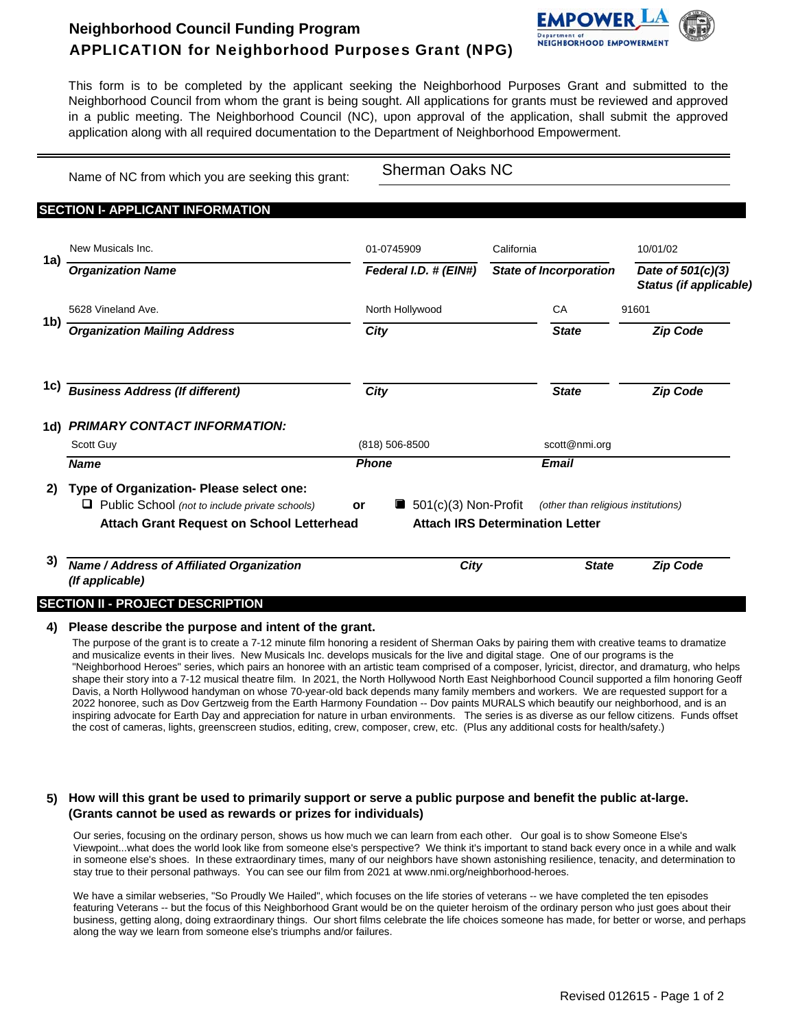# Neighborhood Council Funding Program

## APPLICATION for Neighborhood Purposes Grant (NPG)

EMPOWER LA
Department of NEIGHBORHOOD EMPOWERMENT

This form is to be completed by the applicant seeking the Neighborhood Purposes Grant and submitted to the Neighborhood Council from whom the grant is being sought. All applications for grants must be reviewed and approved in a public meeting. The Neighborhood Council (NC), upon approval of the application, shall submit the approved application along with all required documentation to the Department of Neighborhood Empowerment.

Name of NC from which you are seeking this grant: Sherman Oaks NC

## SECTION I- APPLICANT INFORMATION

**1a)**

| Organization Name | Federal I.D. # (EIN#) | State of Incorporation | Date of 501(c)(3) Status (if applicable) |
|---|---|---|---|
| New Musicals Inc. | 01-0745909 | California | 10/01/02 |

**1b)**

| Organization Mailing Address | City | State | Zip Code |
|---|---|---|---|
| 5628 Vineland Ave. | North Hollywood | CA | 91601 |

**1c)**

| Business Address (If different) | City | State | Zip Code |
|---|---|---|---|
| | | | |

**1d) PRIMARY CONTACT INFORMATION:**

| Name | Phone | Email |
|---|---|---|
| Scott Guy | (818) 506-8500 | scott@nmi.org |

**2) Type of Organization- Please select one:**

☐ Public School *(not to include private schools)* — **Attach Grant Request on School Letterhead**

or

☒ 501(c)(3) Non-Profit *(other than religious institutions)* — **Attach IRS Determination Letter**

**3)**

| Name / Address of Affiliated Organization (If applicable) | City | State | Zip Code |
|---|---|---|---|
| | | | |

## SECTION II - PROJECT DESCRIPTION

**4) Please describe the purpose and intent of the grant.**

The purpose of the grant is to create a 7-12 minute film honoring a resident of Sherman Oaks by pairing them with creative teams to dramatize and musicalize events in their lives. New Musicals Inc. develops musicals for the live and digital stage. One of our programs is the "Neighborhood Heroes" series, which pairs an honoree with an artistic team comprised of a composer, lyricist, director, and dramaturg, who helps shape their story into a 7-12 minute musical theatre film. In 2021, the North Hollywood North East Neighborhood Council supported a film honoring Geoff Davis, a North Hollywood handyman on whose 70-year-old back depends many family members and workers. We are requested support for a 2022 honoree, such as Dov Gertzweig from the Earth Harmony Foundation -- Dov paints MURALS which beautify our neighborhood, and is an inspiring advocate for Earth Day and appreciation for nature in urban environments. The series is as diverse as our fellow citizens. Funds offset the cost of cameras, lights, greenscreen studios, editing, crew, composer, crew, etc. (Plus any additional costs for health/safety.)

**5) How will this grant be used to primarily support or serve a public purpose and benefit the public at-large. (Grants cannot be used as rewards or prizes for individuals)**

Our series, focusing on the ordinary person, shows us how much we can learn from each other. Our goal is to show Someone Else's Viewpoint...what does the world look like from someone else's perspective? We think it's important to stand back every once in a while and walk in someone else's shoes. In these extraordinary times, many of our neighbors have shown astonishing resilience, tenacity, and determination to stay true to their personal pathways. You can see our film from 2021 at www.nmi.org/neighborhood-heroes.

We have a similar webseries, "So Proudly We Hailed", which focuses on the life stories of veterans -- we have completed the ten episodes featuring Veterans -- but the focus of this Neighborhood Grant would be on the quieter heroism of the ordinary person who just goes about their business, getting along, doing extraordinary things. Our short films celebrate the life choices someone has made, for better or worse, and perhaps along the way we learn from someone else's triumphs and/or failures.

Revised 012615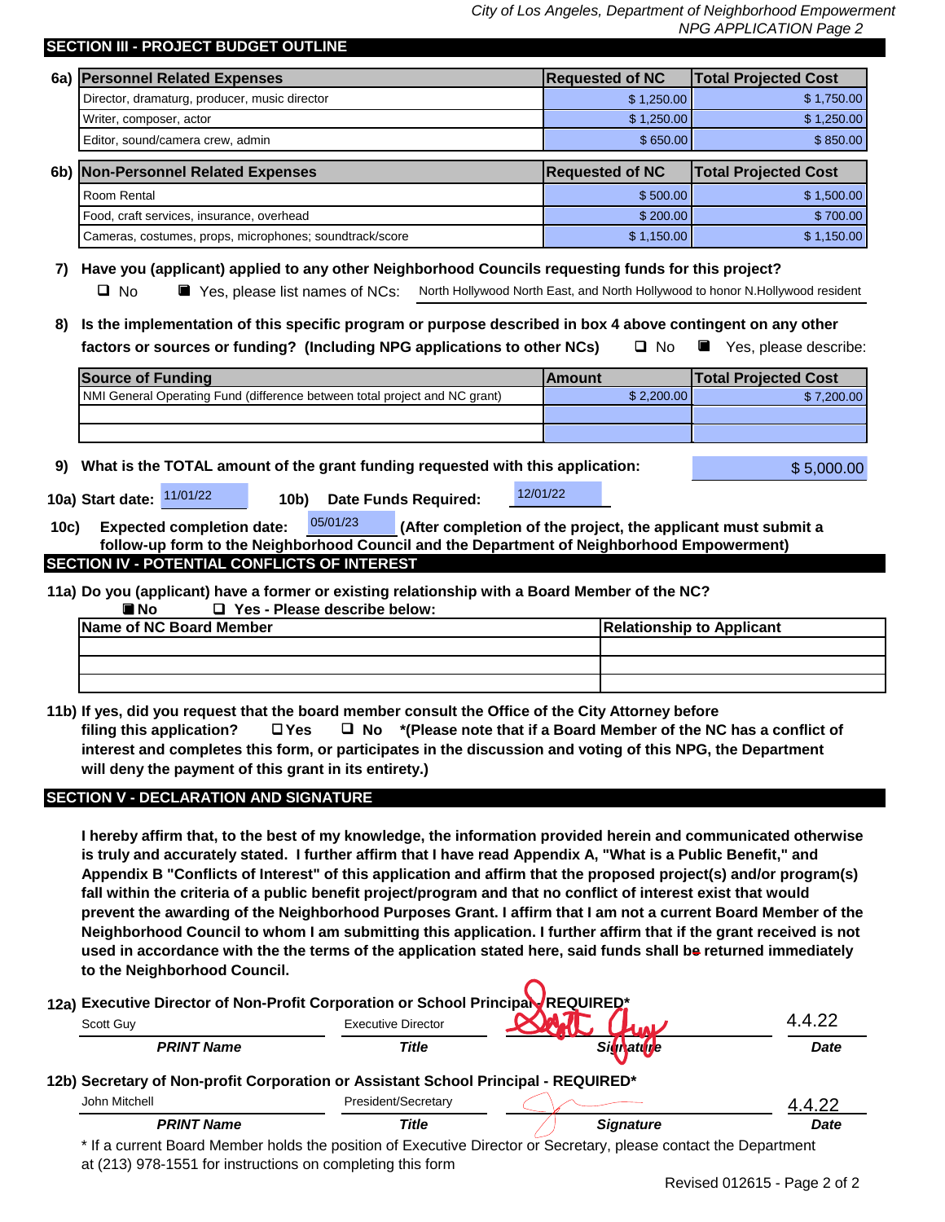## SECTION III - PROJECT BUDGET OUTLINE

**6a)**

| Personnel Related Expenses | Requested of NC | Total Projected Cost |
|---|---|---|
| Director, dramaturg, producer, music director | $ 1,250.00 | $ 1,750.00 |
| Writer, composer, actor | $ 1,250.00 | $ 1,250.00 |
| Editor, sound/camera crew, admin | $ 650.00 | $ 850.00 |

**6b)**

| Non-Personnel Related Expenses | Requested of NC | Total Projected Cost |
|---|---|---|
| Room Rental | $ 500.00 | $ 1,500.00 |
| Food, craft services, insurance, overhead | $ 200.00 | $ 700.00 |
| Cameras, costumes, props, microphones; soundtrack/score | $ 1,150.00 | $ 1,150.00 |

**7) Have you (applicant) applied to any other Neighborhood Councils requesting funds for this project?**

❑ No ■ Yes, please list names of NCs: North Hollywood North East, and North Hollywood to honor N.Hollywood resident

**8) Is the implementation of this specific program or purpose described in box 4 above contingent on any other factors or sources or funding? (Including NPG applications to other NCs)** ❑ No ■ Yes, please describe:

| Source of Funding | Amount | Total Projected Cost |
|---|---|---|
| NMI General Operating Fund (difference between total project and NC grant) | $ 2,200.00 | $ 7,200.00 |
| | | |
| | | |

**9) What is the TOTAL amount of the grant funding requested with this application:** $ 5,000.00

**10a) Start date:** 11/01/22 **10b) Date Funds Required:** 12/01/22

**10c) Expected completion date:** 05/01/23 **(After completion of the project, the applicant must submit a follow-up form to the Neighborhood Council and the Department of Neighborhood Empowerment)**

## SECTION IV - POTENTIAL CONFLICTS OF INTEREST

**11a) Do you (applicant) have a former or existing relationship with a Board Member of the NC?**

■ No ❑ Yes - Please describe below:

| Name of NC Board Member | Relationship to Applicant |
|---|---|
| | |
| | |
| | |

**11b) If yes, did you request that the board member consult the Office of the City Attorney before filing this application?** ❑ Yes ❑ No ***(Please note that if a Board Member of the NC has a conflict of interest and completes this form, or participates in the discussion and voting of this NPG, the Department will deny the payment of this grant in its entirety.)**

## SECTION V - DECLARATION AND SIGNATURE

**I hereby affirm that, to the best of my knowledge, the information provided herein and communicated otherwise is truly and accurately stated. I further affirm that I have read Appendix A, "What is a Public Benefit," and Appendix B "Conflicts of Interest" of this application and affirm that the proposed project(s) and/or program(s) fall within the criteria of a public benefit project/program and that no conflict of interest exist that would prevent the awarding of the Neighborhood Purposes Grant. I affirm that I am not a current Board Member of the Neighborhood Council to whom I am submitting this application. I further affirm that if the grant received is not used in accordance with the the terms of the application stated here, said funds shall be returned immediately to the Neighborhood Council.**

**12a) Executive Director of Non-Profit Corporation or School Principal - REQUIRED***

| PRINT Name | Title | Signature | Date |
|---|---|---|---|
| Scott Guy | Executive Director | Scott Guy | 4.4.22 |

**12b) Secretary of Non-profit Corporation or Assistant School Principal - REQUIRED***

| PRINT Name | Title | Signature | Date |
|---|---|---|---|
| John Mitchell | President/Secretary | [signature] | 4.4.22 |

\* If a current Board Member holds the position of Executive Director or Secretary, please contact the Department at (213) 978-1551 for instructions on completing this form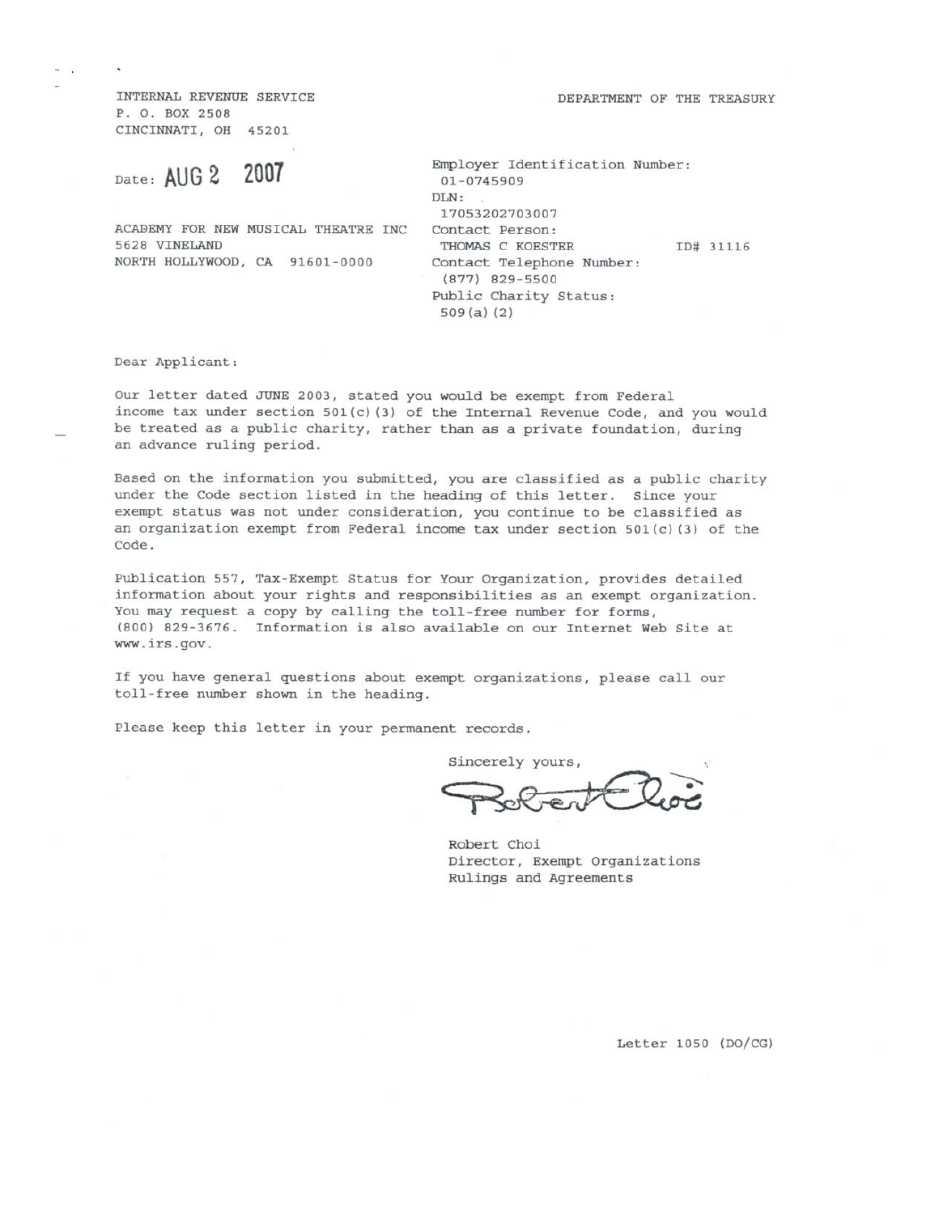INTERNAL REVENUE SERVICE
P. O. BOX 2508
CINCINNATI, OH 45201

DEPARTMENT OF THE TREASURY

Date: AUG 2 2007

ACADEMY FOR NEW MUSICAL THEATRE INC
5628 VINELAND
NORTH HOLLYWOOD, CA 91601-0000

Employer Identification Number:
01-0745909
DLN:
17053202703007
Contact Person:
THOMAS C KOESTER ID# 31116
Contact Telephone Number:
(877) 829-5500
Public Charity Status:
509(a)(2)

Dear Applicant:

Our letter dated JUNE 2003, stated you would be exempt from Federal income tax under section 501(c)(3) of the Internal Revenue Code, and you would be treated as a public charity, rather than as a private foundation, during an advance ruling period.

Based on the information you submitted, you are classified as a public charity under the Code section listed in the heading of this letter. Since your exempt status was not under consideration, you continue to be classified as an organization exempt from Federal income tax under section 501(c)(3) of the Code.

Publication 557, Tax-Exempt Status for Your Organization, provides detailed information about your rights and responsibilities as an exempt organization. You may request a copy by calling the toll-free number for forms, (800) 829-3676. Information is also available on our Internet Web Site at www.irs.gov.

If you have general questions about exempt organizations, please call our toll-free number shown in the heading.

Please keep this letter in your permanent records.

Sincerely yours,

Robert Choi
Director, Exempt Organizations
Rulings and Agreements

Letter 1050 (DO/CG)